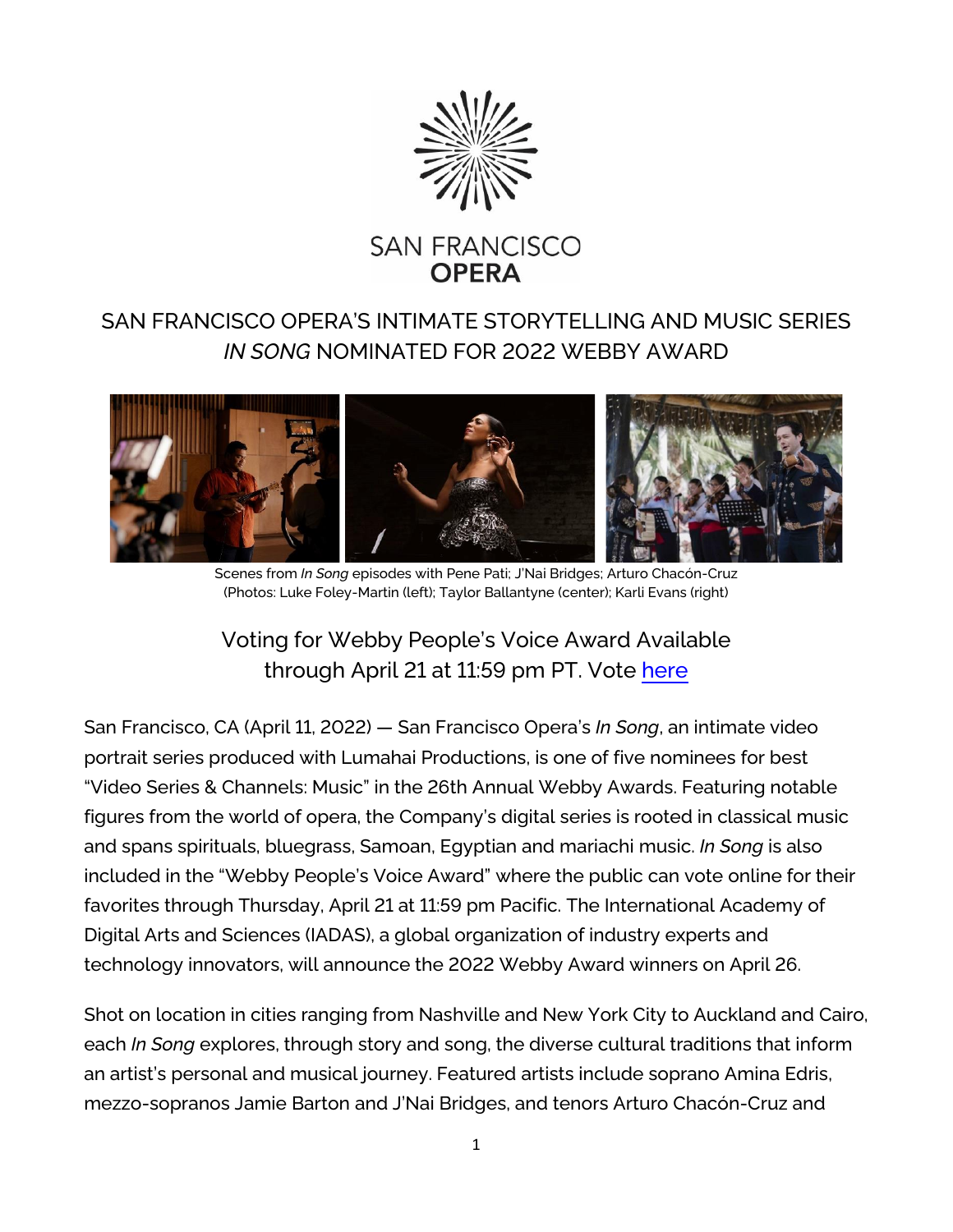SAN FRANCISCO OPERA

# SAN FRANCISCO OPERA'S INTIMATE STORYTELLING AND MUSIC SERIES *IN SONG* NOMINATED FOR 2022 WEBBY AWARD

Scenes from *In Song* episodes with Pene Pati; J'Nai Bridges; Arturo Chacón-Cruz
(Photos: Luke Foley-Martin (left); Taylor Ballantyne (center); Karli Evans (right)

## Voting for Webby People's Voice Award Available through April 21 at 11:59 pm PT. Vote [here]

San Francisco, CA (April 11, 2022) — San Francisco Opera's *In Song*, an intimate video portrait series produced with Lumahai Productions, is one of five nominees for best "Video Series & Channels: Music" in the 26th Annual Webby Awards. Featuring notable figures from the world of opera, the Company's digital series is rooted in classical music and spans spirituals, bluegrass, Samoan, Egyptian and mariachi music. *In Song* is also included in the "Webby People's Voice Award" where the public can vote online for their favorites through Thursday, April 21 at 11:59 pm Pacific. The International Academy of Digital Arts and Sciences (IADAS), a global organization of industry experts and technology innovators, will announce the 2022 Webby Award winners on April 26.

Shot on location in cities ranging from Nashville and New York City to Auckland and Cairo, each *In Song* explores, through story and song, the diverse cultural traditions that inform an artist's personal and musical journey. Featured artists include soprano Amina Edris, mezzo-sopranos Jamie Barton and J'Nai Bridges, and tenors Arturo Chacón-Cruz and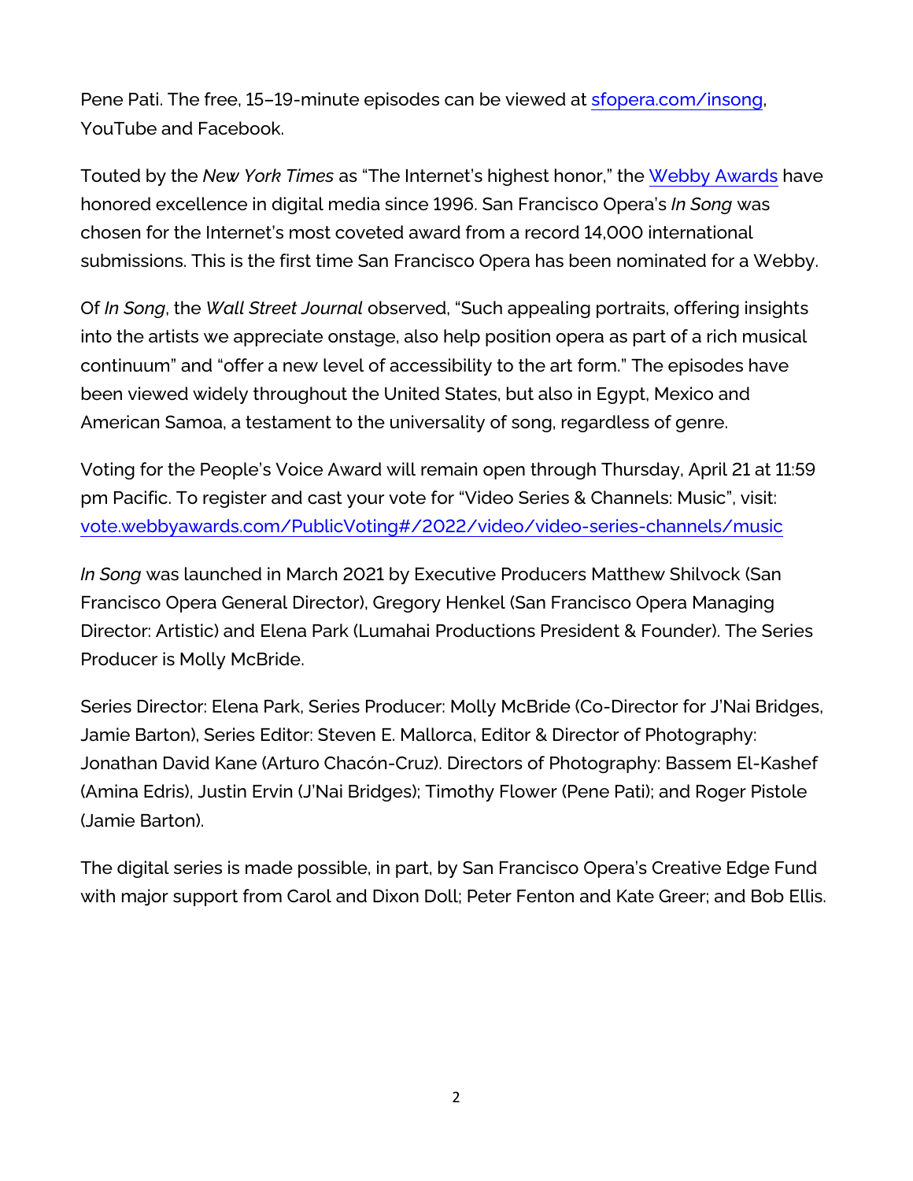Pene Pati. The free, 15–19-minute episodes can be viewed at [sfopera.com/insong](sfopera.com/insong), YouTube and Facebook.

Touted by the *New York Times* as "The Internet's highest honor," the [Webby Awards](Webby Awards) have honored excellence in digital media since 1996. San Francisco Opera's *In Song* was chosen for the Internet's most coveted award from a record 14,000 international submissions. This is the first time San Francisco Opera has been nominated for a Webby.

Of *In Song*, the *Wall Street Journal* observed, "Such appealing portraits, offering insights into the artists we appreciate onstage, also help position opera as part of a rich musical continuum" and "offer a new level of accessibility to the art form." The episodes have been viewed widely throughout the United States, but also in Egypt, Mexico and American Samoa, a testament to the universality of song, regardless of genre.

Voting for the People's Voice Award will remain open through Thursday, April 21 at 11:59 pm Pacific. To register and cast your vote for "Video Series & Channels: Music", visit: [vote.webbyawards.com/PublicVoting#/2022/video/video-series-channels/music](vote.webbyawards.com/PublicVoting#/2022/video/video-series-channels/music)

*In Song* was launched in March 2021 by Executive Producers Matthew Shilvock (San Francisco Opera General Director), Gregory Henkel (San Francisco Opera Managing Director: Artistic) and Elena Park (Lumahai Productions President & Founder). The Series Producer is Molly McBride.

Series Director: Elena Park, Series Producer: Molly McBride (Co-Director for J'Nai Bridges, Jamie Barton), Series Editor: Steven E. Mallorca, Editor & Director of Photography: Jonathan David Kane (Arturo Chacón-Cruz). Directors of Photography: Bassem El-Kashef (Amina Edris), Justin Ervin (J'Nai Bridges); Timothy Flower (Pene Pati); and Roger Pistole (Jamie Barton).

The digital series is made possible, in part, by San Francisco Opera's Creative Edge Fund with major support from Carol and Dixon Doll; Peter Fenton and Kate Greer; and Bob Ellis.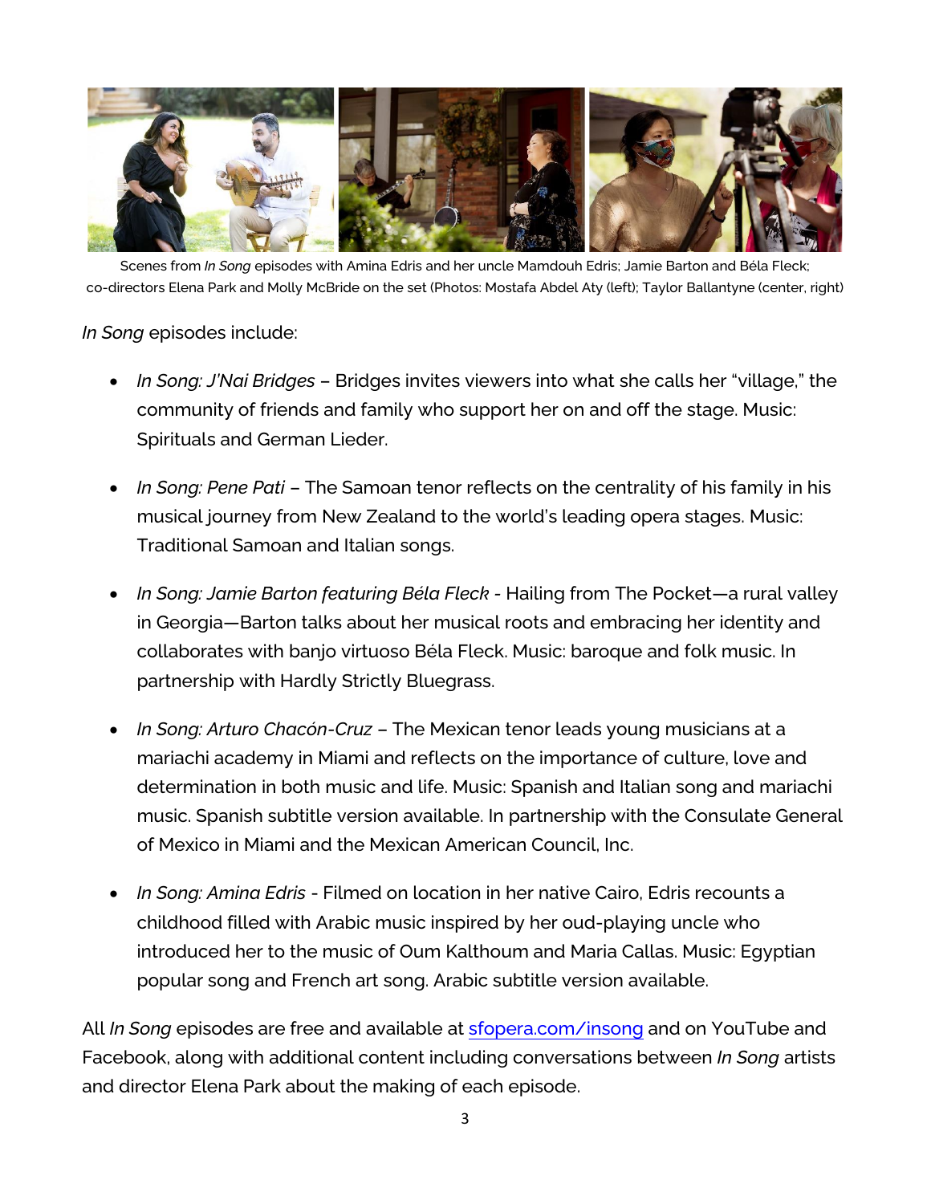Scenes from *In Song* episodes with Amina Edris and her uncle Mamdouh Edris; Jamie Barton and Béla Fleck; co-directors Elena Park and Molly McBride on the set (Photos: Mostafa Abdel Aty (left); Taylor Ballantyne (center, right)

*In Song* episodes include:

- *In Song: J'Nai Bridges* – Bridges invites viewers into what she calls her "village," the community of friends and family who support her on and off the stage. Music: Spirituals and German Lieder.
- *In Song: Pene Pati* – The Samoan tenor reflects on the centrality of his family in his musical journey from New Zealand to the world's leading opera stages. Music: Traditional Samoan and Italian songs.
- *In Song: Jamie Barton featuring Béla Fleck* - Hailing from The Pocket—a rural valley in Georgia—Barton talks about her musical roots and embracing her identity and collaborates with banjo virtuoso Béla Fleck. Music: baroque and folk music. In partnership with Hardly Strictly Bluegrass.
- *In Song: Arturo Chacón-Cruz* – The Mexican tenor leads young musicians at a mariachi academy in Miami and reflects on the importance of culture, love and determination in both music and life. Music: Spanish and Italian song and mariachi music. Spanish subtitle version available. In partnership with the Consulate General of Mexico in Miami and the Mexican American Council, Inc.
- *In Song: Amina Edris* - Filmed on location in her native Cairo, Edris recounts a childhood filled with Arabic music inspired by her oud-playing uncle who introduced her to the music of Oum Kalthoum and Maria Callas. Music: Egyptian popular song and French art song. Arabic subtitle version available.

All *In Song* episodes are free and available at [sfopera.com/insong](sfopera.com/insong) and on YouTube and Facebook, along with additional content including conversations between *In Song* artists and director Elena Park about the making of each episode.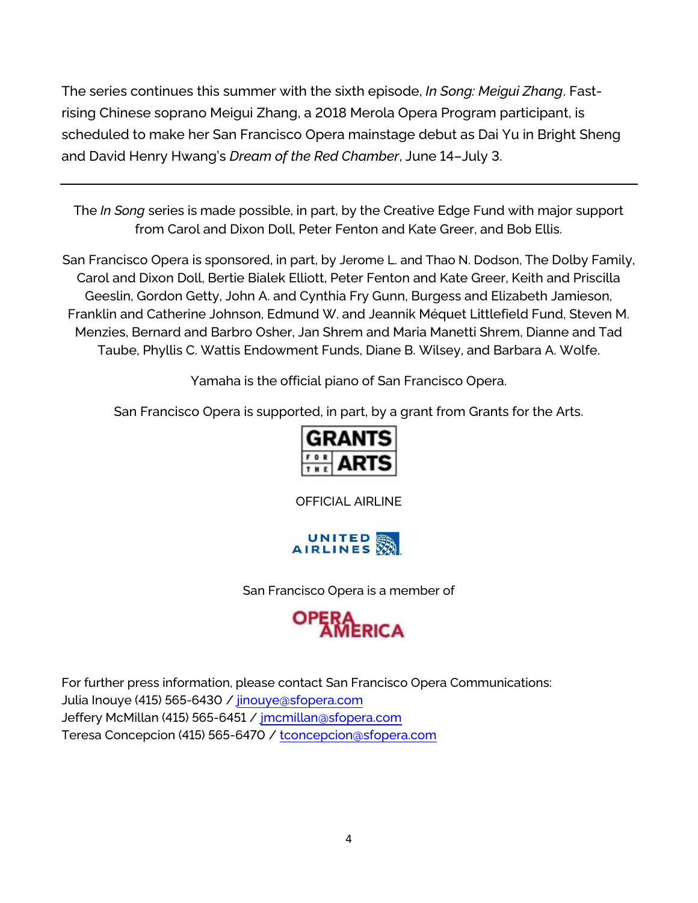The series continues this summer with the sixth episode, *In Song: Meigui Zhang*. Fast-rising Chinese soprano Meigui Zhang, a 2018 Merola Opera Program participant, is scheduled to make her San Francisco Opera mainstage debut as Dai Yu in Bright Sheng and David Henry Hwang's *Dream of the Red Chamber*, June 14–July 3.

---

The *In Song* series is made possible, in part, by the Creative Edge Fund with major support from Carol and Dixon Doll, Peter Fenton and Kate Greer, and Bob Ellis.

San Francisco Opera is sponsored, in part, by Jerome L. and Thao N. Dodson, The Dolby Family, Carol and Dixon Doll, Bertie Bialek Elliott, Peter Fenton and Kate Greer, Keith and Priscilla Geeslin, Gordon Getty, John A. and Cynthia Fry Gunn, Burgess and Elizabeth Jamieson, Franklin and Catherine Johnson, Edmund W. and Jeannik Méquet Littlefield Fund, Steven M. Menzies, Bernard and Barbro Osher, Jan Shrem and Maria Manetti Shrem, Dianne and Tad Taube, Phyllis C. Wattis Endowment Funds, Diane B. Wilsey, and Barbara A. Wolfe.

Yamaha is the official piano of San Francisco Opera.

San Francisco Opera is supported, in part, by a grant from Grants for the Arts.

GRANTS FOR THE ARTS

OFFICIAL AIRLINE

UNITED AIRLINES

San Francisco Opera is a member of

OPERA AMERICA

For further press information, please contact San Francisco Opera Communications:
Julia Inouye (415) 565-6430 / jinouye@sfopera.com
Jeffery McMillan (415) 565-6451 / jmcmillan@sfopera.com
Teresa Concepcion (415) 565-6470 / tconcepcion@sfopera.com